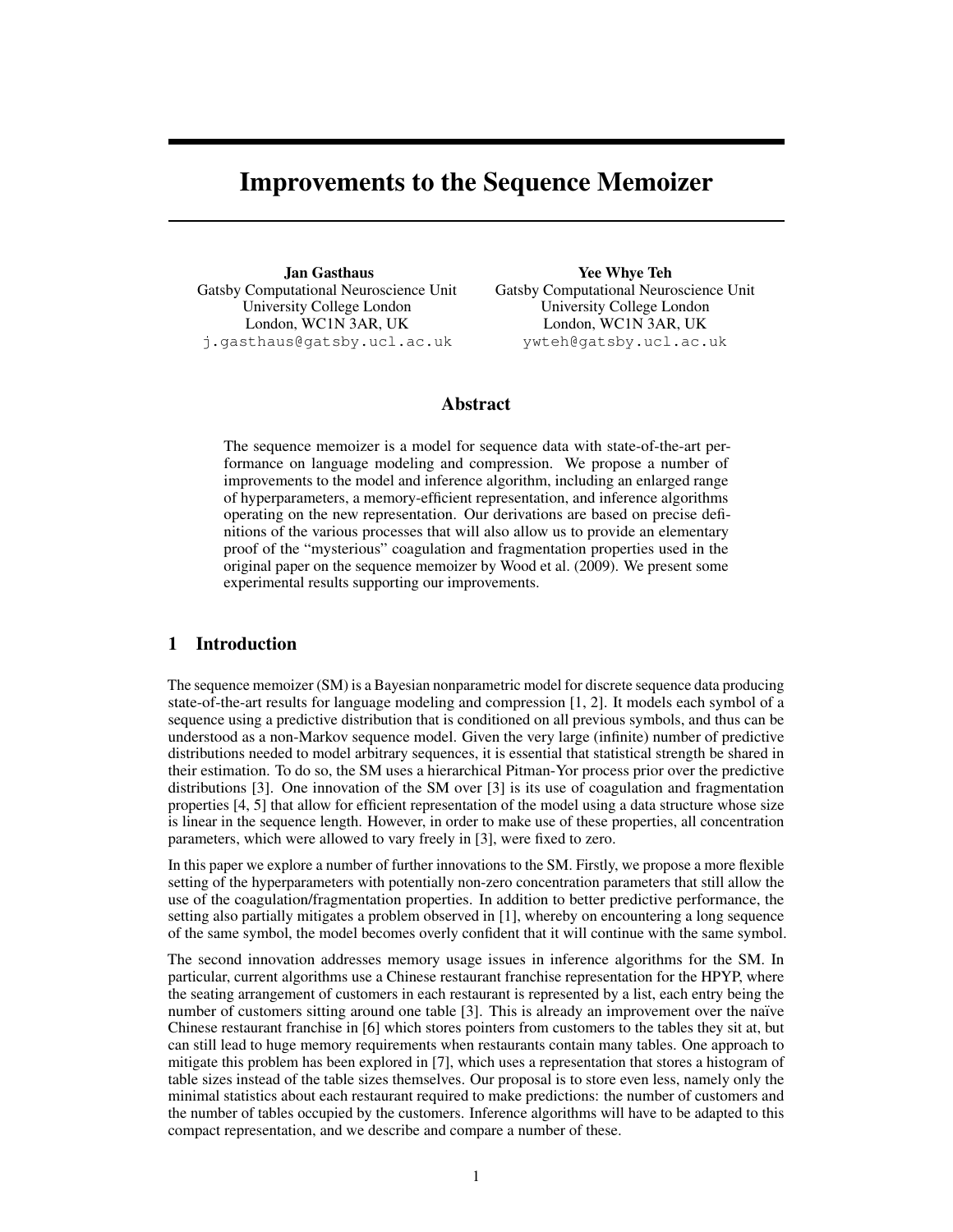# Improvements to the Sequence Memoizer

**Jan Gasthaus**
Gatsby Computational Neuroscience Unit
University College London
London, WC1N 3AR, UK
j.gasthaus@gatsby.ucl.ac.uk

**Yee Whye Teh**
Gatsby Computational Neuroscience Unit
University College London
London, WC1N 3AR, UK
ywteh@gatsby.ucl.ac.uk

## Abstract

The sequence memoizer is a model for sequence data with state-of-the-art performance on language modeling and compression. We propose a number of improvements to the model and inference algorithm, including an enlarged range of hyperparameters, a memory-efficient representation, and inference algorithms operating on the new representation. Our derivations are based on precise definitions of the various processes that will also allow us to provide an elementary proof of the "mysterious" coagulation and fragmentation properties used in the original paper on the sequence memoizer by Wood et al. (2009). We present some experimental results supporting our improvements.

## 1 Introduction

The sequence memoizer (SM) is a Bayesian nonparametric model for discrete sequence data producing state-of-the-art results for language modeling and compression [1, 2]. It models each symbol of a sequence using a predictive distribution that is conditioned on all previous symbols, and thus can be understood as a non-Markov sequence model. Given the very large (infinite) number of predictive distributions needed to model arbitrary sequences, it is essential that statistical strength be shared in their estimation. To do so, the SM uses a hierarchical Pitman-Yor process prior over the predictive distributions [3]. One innovation of the SM over [3] is its use of coagulation and fragmentation properties [4, 5] that allow for efficient representation of the model using a data structure whose size is linear in the sequence length. However, in order to make use of these properties, all concentration parameters, which were allowed to vary freely in [3], were fixed to zero.

In this paper we explore a number of further innovations to the SM. Firstly, we propose a more flexible setting of the hyperparameters with potentially non-zero concentration parameters that still allow the use of the coagulation/fragmentation properties. In addition to better predictive performance, the setting also partially mitigates a problem observed in [1], whereby on encountering a long sequence of the same symbol, the model becomes overly confident that it will continue with the same symbol.

The second innovation addresses memory usage issues in inference algorithms for the SM. In particular, current algorithms use a Chinese restaurant franchise representation for the HPYP, where the seating arrangement of customers in each restaurant is represented by a list, each entry being the number of customers sitting around one table [3]. This is already an improvement over the naïve Chinese restaurant franchise in [6] which stores pointers from customers to the tables they sit at, but can still lead to huge memory requirements when restaurants contain many tables. One approach to mitigate this problem has been explored in [7], which uses a representation that stores a histogram of table sizes instead of the table sizes themselves. Our proposal is to store even less, namely only the minimal statistics about each restaurant required to make predictions: the number of customers and the number of tables occupied by the customers. Inference algorithms will have to be adapted to this compact representation, and we describe and compare a number of these.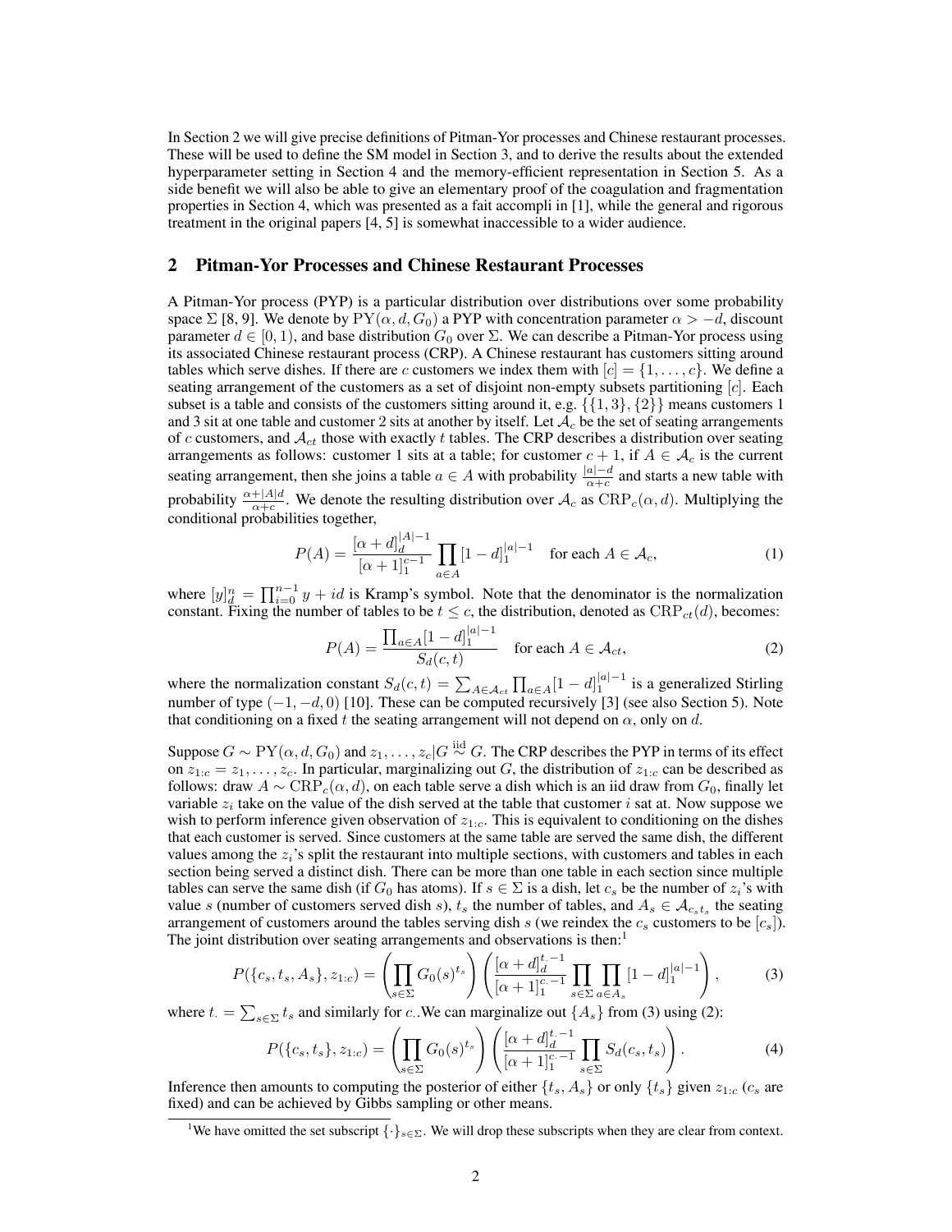In Section 2 we will give precise definitions of Pitman-Yor processes and Chinese restaurant processes. These will be used to define the SM model in Section 3, and to derive the results about the extended hyperparameter setting in Section 4 and the memory-efficient representation in Section 5. As a side benefit we will also be able to give an elementary proof of the coagulation and fragmentation properties in Section 4, which was presented as a fait accompli in [1], while the general and rigorous treatment in the original papers [4, 5] is somewhat inaccessible to a wider audience.

## 2 Pitman-Yor Processes and Chinese Restaurant Processes

A Pitman-Yor process (PYP) is a particular distribution over distributions over some probability space $\Sigma$ [8, 9]. We denote by $\mathrm{PY}(\alpha, d, G_0)$ a PYP with concentration parameter $\alpha > -d$, discount parameter $d \in [0, 1)$, and base distribution $G_0$ over $\Sigma$. We can describe a Pitman-Yor process using its associated Chinese restaurant process (CRP). A Chinese restaurant has customers sitting around tables which serve dishes. If there are $c$ customers we index them with $[c] = \{1, \ldots, c\}$. We define a seating arrangement of the customers as a set of disjoint non-empty subsets partitioning $[c]$. Each subset is a table and consists of the customers sitting around it, e.g. $\{\{1, 3\}, \{2\}\}$ means customers 1 and 3 sit at one table and customer 2 sits at another by itself. Let $\mathcal{A}_c$ be the set of seating arrangements of $c$ customers, and $\mathcal{A}_{ct}$ those with exactly $t$ tables. The CRP describes a distribution over seating arrangements as follows: customer 1 sits at a table; for customer $c + 1$, if $A \in \mathcal{A}_c$ is the current seating arrangement, then she joins a table $a \in A$ with probability $\frac{|a|-d}{\alpha+c}$ and starts a new table with probability $\frac{\alpha+|A|d}{\alpha+c}$. We denote the resulting distribution over $\mathcal{A}_c$ as $\mathrm{CRP}_c(\alpha, d)$. Multiplying the conditional probabilities together,

$$P(A) = \frac{[\alpha + d]_d^{|A|-1}}{[\alpha + 1]_1^{c-1}} \prod_{a \in A} [1 - d]_1^{|a|-1} \quad \text{for each } A \in \mathcal{A}_c, \tag{1}$$

where $[y]_d^n = \prod_{i=0}^{n-1} y + id$ is Kramp's symbol. Note that the denominator is the normalization constant. Fixing the number of tables to be $t \leq c$, the distribution, denoted as $\mathrm{CRP}_{ct}(d)$, becomes:

$$P(A) = \frac{\prod_{a \in A} [1 - d]_1^{|a|-1}}{S_d(c, t)} \quad \text{for each } A \in \mathcal{A}_{ct}, \tag{2}$$

where the normalization constant $S_d(c, t) = \sum_{A \in \mathcal{A}_{ct}} \prod_{a \in A} [1 - d]_1^{|a|-1}$ is a generalized Stirling number of type $(-1, -d, 0)$ [10]. These can be computed recursively [3] (see also Section 5). Note that conditioning on a fixed $t$ the seating arrangement will not depend on $\alpha$, only on $d$.

Suppose $G \sim \mathrm{PY}(\alpha, d, G_0)$ and $z_1, \ldots, z_c | G \overset{\text{iid}}{\sim} G$. The CRP describes the PYP in terms of its effect on $z_{1:c} = z_1, \ldots, z_c$. In particular, marginalizing out $G$, the distribution of $z_{1:c}$ can be described as follows: draw $A \sim \mathrm{CRP}_c(\alpha, d)$, on each table serve a dish which is an iid draw from $G_0$, finally let variable $z_i$ take on the value of the dish served at the table that customer $i$ sat at. Now suppose we wish to perform inference given observation of $z_{1:c}$. This is equivalent to conditioning on the dishes that each customer is served. Since customers at the same table are served the same dish, the different values among the $z_i$'s split the restaurant into multiple sections, with customers and tables in each section being served a distinct dish. There can be more than one table in each section since multiple tables can serve the same dish (if $G_0$ has atoms). If $s \in \Sigma$ is a dish, let $c_s$ be the number of $z_i$'s with value $s$ (number of customers served dish $s$), $t_s$ the number of tables, and $A_s \in \mathcal{A}_{c_s t_s}$ the seating arrangement of customers around the tables serving dish $s$ (we reindex the $c_s$ customers to be $[c_s]$). The joint distribution over seating arrangements and observations is then:[1]

$$P(\{c_s, t_s, A_s\}, z_{1:c}) = \left( \prod_{s \in \Sigma} G_0(s)^{t_s} \right) \left( \frac{[\alpha + d]_d^{t_\cdot - 1}}{[\alpha + 1]_1^{c_\cdot - 1}} \prod_{s \in \Sigma} \prod_{a \in A_s} [1 - d]_1^{|a|-1} \right), \tag{3}$$

where $t_\cdot = \sum_{s \in \Sigma} t_s$ and similarly for $c_\cdot$. We can marginalize out $\{A_s\}$ from (3) using (2):

$$P(\{c_s, t_s\}, z_{1:c}) = \left( \prod_{s \in \Sigma} G_0(s)^{t_s} \right) \left( \frac{[\alpha + d]_d^{t_\cdot - 1}}{[\alpha + 1]_1^{c_\cdot - 1}} \prod_{s \in \Sigma} S_d(c_s, t_s) \right). \tag{4}$$

Inference then amounts to computing the posterior of either $\{t_s, A_s\}$ or only $\{t_s\}$ given $z_{1:c}$ ($c_s$ are fixed) and can be achieved by Gibbs sampling or other means.

[1] We have omitted the set subscript $\{\cdot\}_{s \in \Sigma}$. We will drop these subscripts when they are clear from context.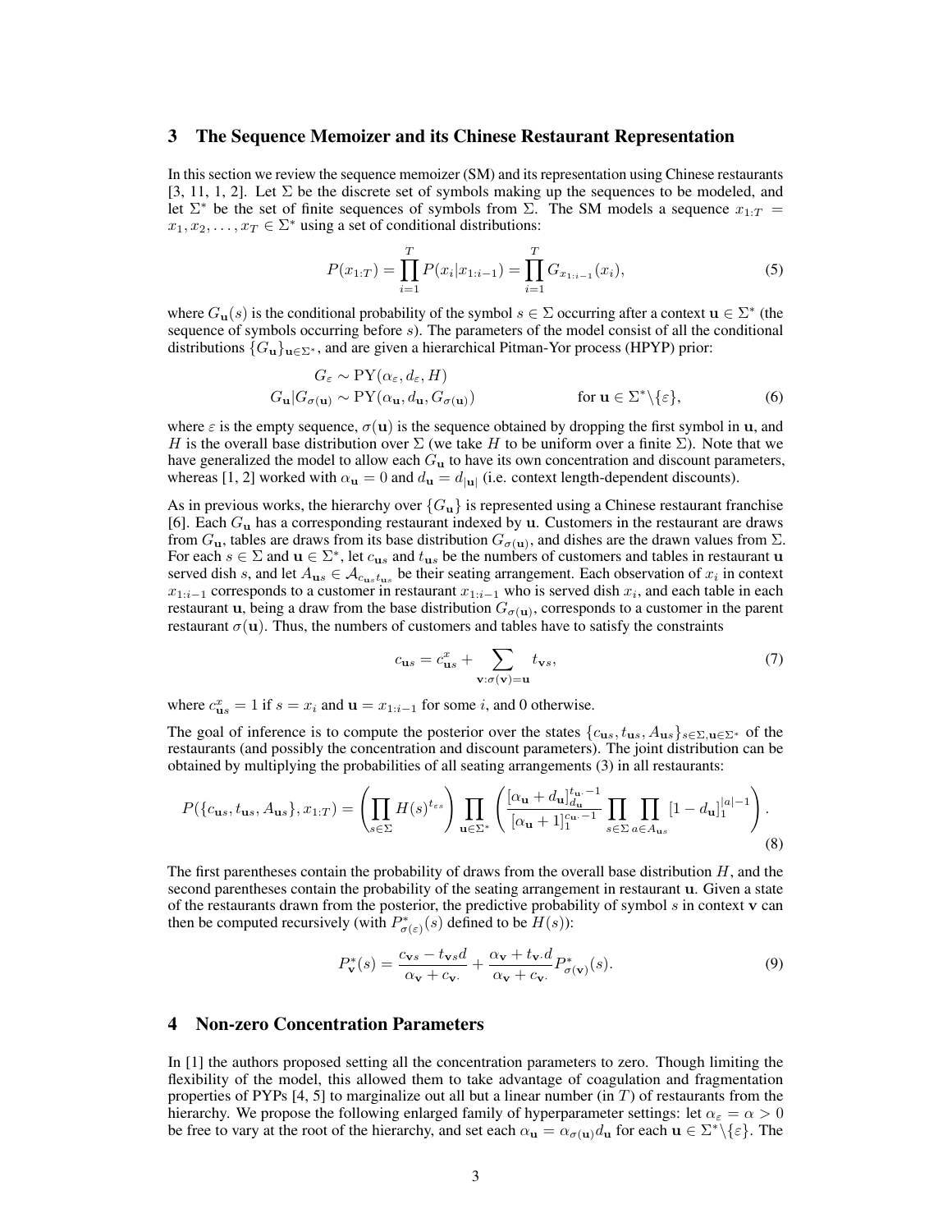## 3 The Sequence Memoizer and its Chinese Restaurant Representation

In this section we review the sequence memoizer (SM) and its representation using Chinese restaurants [3, 11, 1, 2]. Let $\Sigma$ be the discrete set of symbols making up the sequences to be modeled, and let $\Sigma^*$ be the set of finite sequences of symbols from $\Sigma$. The SM models a sequence $x_{1:T} = x_1, x_2, \ldots, x_T \in \Sigma^*$ using a set of conditional distributions:

$$P(x_{1:T}) = \prod_{i=1}^{T} P(x_i | x_{1:i-1}) = \prod_{i=1}^{T} G_{x_{1:i-1}}(x_i), \tag{5}$$

where $G_{\mathbf{u}}(s)$ is the conditional probability of the symbol $s \in \Sigma$ occurring after a context $\mathbf{u} \in \Sigma^*$ (the sequence of symbols occurring before $s$). The parameters of the model consist of all the conditional distributions $\{G_{\mathbf{u}}\}_{\mathbf{u} \in \Sigma^*}$, and are given a hierarchical Pitman-Yor process (HPYP) prior:

$$\begin{aligned} G_\varepsilon &\sim \mathrm{PY}(\alpha_\varepsilon, d_\varepsilon, H) \\ G_{\mathbf{u}} | G_{\sigma(\mathbf{u})} &\sim \mathrm{PY}(\alpha_{\mathbf{u}}, d_{\mathbf{u}}, G_{\sigma(\mathbf{u})}) \qquad \text{for } \mathbf{u} \in \Sigma^* \backslash \{\varepsilon\}, \end{aligned} \tag{6}$$

where $\varepsilon$ is the empty sequence, $\sigma(\mathbf{u})$ is the sequence obtained by dropping the first symbol in $\mathbf{u}$, and $H$ is the overall base distribution over $\Sigma$ (we take $H$ to be uniform over a finite $\Sigma$). Note that we have generalized the model to allow each $G_{\mathbf{u}}$ to have its own concentration and discount parameters, whereas [1, 2] worked with $\alpha_{\mathbf{u}} = 0$ and $d_{\mathbf{u}} = d_{|\mathbf{u}|}$ (i.e. context length-dependent discounts).

As in previous works, the hierarchy over $\{G_{\mathbf{u}}\}$ is represented using a Chinese restaurant franchise [6]. Each $G_{\mathbf{u}}$ has a corresponding restaurant indexed by $\mathbf{u}$. Customers in the restaurant are draws from $G_{\mathbf{u}}$, tables are draws from its base distribution $G_{\sigma(\mathbf{u})}$, and dishes are the drawn values from $\Sigma$. For each $s \in \Sigma$ and $\mathbf{u} \in \Sigma^*$, let $c_{\mathbf{u}s}$ and $t_{\mathbf{u}s}$ be the numbers of customers and tables in restaurant $\mathbf{u}$ served dish $s$, and let $A_{\mathbf{u}s} \in \mathcal{A}_{c_{\mathbf{u}s} t_{\mathbf{u}s}}$ be their seating arrangement. Each observation of $x_i$ in context $x_{1:i-1}$ corresponds to a customer in restaurant $x_{1:i-1}$ who is served dish $x_i$, and each table in each restaurant $\mathbf{u}$, being a draw from the base distribution $G_{\sigma(\mathbf{u})}$, corresponds to a customer in the parent restaurant $\sigma(\mathbf{u})$. Thus, the numbers of customers and tables have to satisfy the constraints

$$c_{\mathbf{u}s} = c^x_{\mathbf{u}s} + \sum_{\mathbf{v}:\sigma(\mathbf{v})=\mathbf{u}} t_{\mathbf{v}s}, \tag{7}$$

where $c^x_{\mathbf{u}s} = 1$ if $s = x_i$ and $\mathbf{u} = x_{1:i-1}$ for some $i$, and 0 otherwise.

The goal of inference is to compute the posterior over the states $\{c_{\mathbf{u}s}, t_{\mathbf{u}s}, A_{\mathbf{u}s}\}_{s \in \Sigma, \mathbf{u} \in \Sigma^*}$ of the restaurants (and possibly the concentration and discount parameters). The joint distribution can be obtained by multiplying the probabilities of all seating arrangements (3) in all restaurants:

$$P(\{c_{\mathbf{u}s}, t_{\mathbf{u}s}, A_{\mathbf{u}s}\}, x_{1:T}) = \left( \prod_{s \in \Sigma} H(s)^{t_{\varepsilon s}} \right) \prod_{\mathbf{u} \in \Sigma^*} \left( \frac{[\alpha_{\mathbf{u}} + d_{\mathbf{u}}]^{t_{\mathbf{u}\cdot}-1}_{d_{\mathbf{u}}}}{[\alpha_{\mathbf{u}} + 1]^{c_{\mathbf{u}\cdot}-1}_1} \prod_{s \in \Sigma} \prod_{a \in A_{\mathbf{u}s}} [1 - d_{\mathbf{u}}]^{|a|-1}_1 \right). \tag{8}$$

The first parentheses contain the probability of draws from the overall base distribution $H$, and the second parentheses contain the probability of the seating arrangement in restaurant $\mathbf{u}$. Given a state of the restaurants drawn from the posterior, the predictive probability of symbol $s$ in context $\mathbf{v}$ can then be computed recursively (with $P^*_{\sigma(\varepsilon)}(s)$ defined to be $H(s)$):

$$P^*_{\mathbf{v}}(s) = \frac{c_{\mathbf{v}s} - t_{\mathbf{v}s} d}{\alpha_{\mathbf{v}} + c_{\mathbf{v}\cdot}} + \frac{\alpha_{\mathbf{v}} + t_{\mathbf{v}\cdot} d}{\alpha_{\mathbf{v}} + c_{\mathbf{v}\cdot}} P^*_{\sigma(\mathbf{v})}(s). \tag{9}$$

## 4 Non-zero Concentration Parameters

In [1] the authors proposed setting all the concentration parameters to zero. Though limiting the flexibility of the model, this allowed them to take advantage of coagulation and fragmentation properties of PYPs [4, 5] to marginalize out all but a linear number (in $T$) of restaurants from the hierarchy. We propose the following enlarged family of hyperparameter settings: let $\alpha_\varepsilon = \alpha > 0$ be free to vary at the root of the hierarchy, and set each $\alpha_{\mathbf{u}} = \alpha_{\sigma(\mathbf{u})} d_{\mathbf{u}}$ for each $\mathbf{u} \in \Sigma^* \backslash \{\varepsilon\}$. The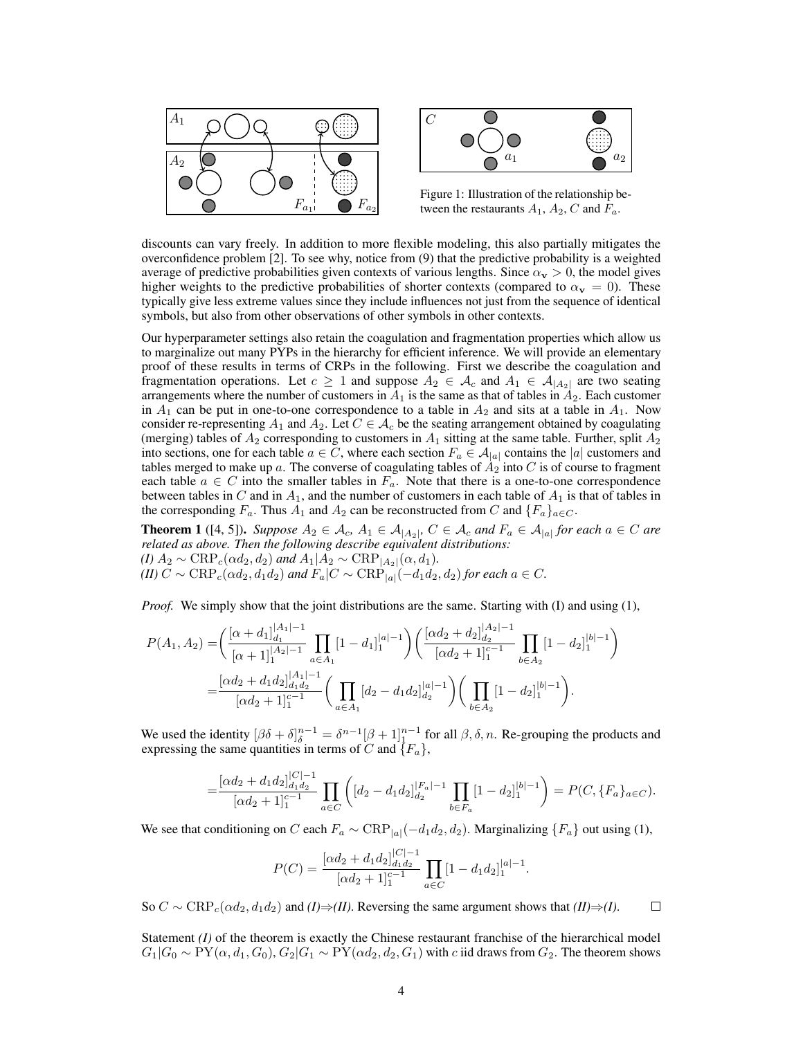Figure 1: Illustration of the relationship between the restaurants $A_1$, $A_2$, $C$ and $F_a$.

discounts can vary freely. In addition to more flexible modeling, this also partially mitigates the overconfidence problem [2]. To see why, notice from (9) that the predictive probability is a weighted average of predictive probabilities given contexts of various lengths. Since $\alpha_{\mathbf{v}} > 0$, the model gives higher weights to the predictive probabilities of shorter contexts (compared to $\alpha_{\mathbf{v}} = 0$). These typically give less extreme values since they include influences not just from the sequence of identical symbols, but also from other observations of other symbols in other contexts.

Our hyperparameter settings also retain the coagulation and fragmentation properties which allow us to marginalize out many PYPs in the hierarchy for efficient inference. We will provide an elementary proof of these results in terms of CRPs in the following. First we describe the coagulation and fragmentation operations. Let $c \geq 1$ and suppose $A_2 \in \mathcal{A}_c$ and $A_1 \in \mathcal{A}_{|A_2|}$ are two seating arrangements where the number of customers in $A_1$ is the same as that of tables in $A_2$. Each customer in $A_1$ can be put in one-to-one correspondence to a table in $A_2$ and sits at a table in $A_1$. Now consider re-representing $A_1$ and $A_2$. Let $C \in \mathcal{A}_c$ be the seating arrangement obtained by coagulating (merging) tables of $A_2$ corresponding to customers in $A_1$ sitting at the same table. Further, split $A_2$ into sections, one for each table $a \in C$, where each section $F_a \in \mathcal{A}_{|a|}$ contains the $|a|$ customers and tables merged to make up $a$. The converse of coagulating tables of $A_2$ into $C$ is of course to fragment each table $a \in C$ into the smaller tables in $F_a$. Note that there is a one-to-one correspondence between tables in $C$ and in $A_1$, and the number of customers in each table of $A_1$ is that of tables in the corresponding $F_a$. Thus $A_1$ and $A_2$ can be reconstructed from $C$ and $\{F_a\}_{a \in C}$.

**Theorem 1** ([4, 5]). *Suppose $A_2 \in \mathcal{A}_c$, $A_1 \in \mathcal{A}_{|A_2|}$, $C \in \mathcal{A}_c$ and $F_a \in \mathcal{A}_{|a|}$ for each $a \in C$ are related as above. Then the following describe equivalent distributions:*
*(I) $A_2 \sim \mathrm{CRP}_c(\alpha d_2, d_2)$ and $A_1|A_2 \sim \mathrm{CRP}_{|A_2|}(\alpha, d_1)$.*
*(II) $C \sim \mathrm{CRP}_c(\alpha d_2, d_1 d_2)$ and $F_a|C \sim \mathrm{CRP}_{|a|}(-d_1 d_2, d_2)$ for each $a \in C$.*

*Proof.* We simply show that the joint distributions are the same. Starting with (I) and using (1),

$$
\begin{aligned}
P(A_1, A_2) =& \left( \frac{[\alpha + d_1]_{d_1}^{|A_1|-1}}{[\alpha + 1]_1^{|A_2|-1}} \prod_{a \in A_1} [1 - d_1]_1^{|a|-1} \right) \left( \frac{[\alpha d_2 + d_2]_{d_2}^{|A_2|-1}}{[\alpha d_2 + 1]_1^{c-1}} \prod_{b \in A_2} [1 - d_2]_1^{|b|-1} \right) \\
=& \frac{[\alpha d_2 + d_1 d_2]_{d_1 d_2}^{|A_1|-1}}{[\alpha d_2 + 1]_1^{c-1}} \left( \prod_{a \in A_1} [d_2 - d_1 d_2]_{d_2}^{|a|-1} \right) \left( \prod_{b \in A_2} [1 - d_2]_1^{|b|-1} \right).
\end{aligned}
$$

We used the identity $[\beta\delta + \delta]_\delta^{n-1} = \delta^{n-1}[\beta + 1]_1^{n-1}$ for all $\beta, \delta, n$. Re-grouping the products and expressing the same quantities in terms of $C$ and $\{F_a\}$,

$$
= \frac{[\alpha d_2 + d_1 d_2]_{d_1 d_2}^{|C|-1}}{[\alpha d_2 + 1]_1^{c-1}} \prod_{a \in C} \left( [d_2 - d_1 d_2]_{d_2}^{|F_a|-1} \prod_{b \in F_a} [1 - d_2]_1^{|b|-1} \right) = P(C, \{F_a\}_{a \in C}).
$$

We see that conditioning on $C$ each $F_a \sim \mathrm{CRP}_{|a|}(-d_1 d_2, d_2)$. Marginalizing $\{F_a\}$ out using (1),

$$
P(C) = \frac{[\alpha d_2 + d_1 d_2]_{d_1 d_2}^{|C|-1}}{[\alpha d_2 + 1]_1^{c-1}} \prod_{a \in C} [1 - d_1 d_2]_1^{|a|-1}.
$$

So $C \sim \mathrm{CRP}_c(\alpha d_2, d_1 d_2)$ and *(I)⇒(II)*. Reversing the same argument shows that *(II)⇒(I)*. □

Statement *(I)* of the theorem is exactly the Chinese restaurant franchise of the hierarchical model $G_1|G_0 \sim \mathrm{PY}(\alpha, d_1, G_0)$, $G_2|G_1 \sim \mathrm{PY}(\alpha d_2, d_2, G_1)$ with $c$ iid draws from $G_2$. The theorem shows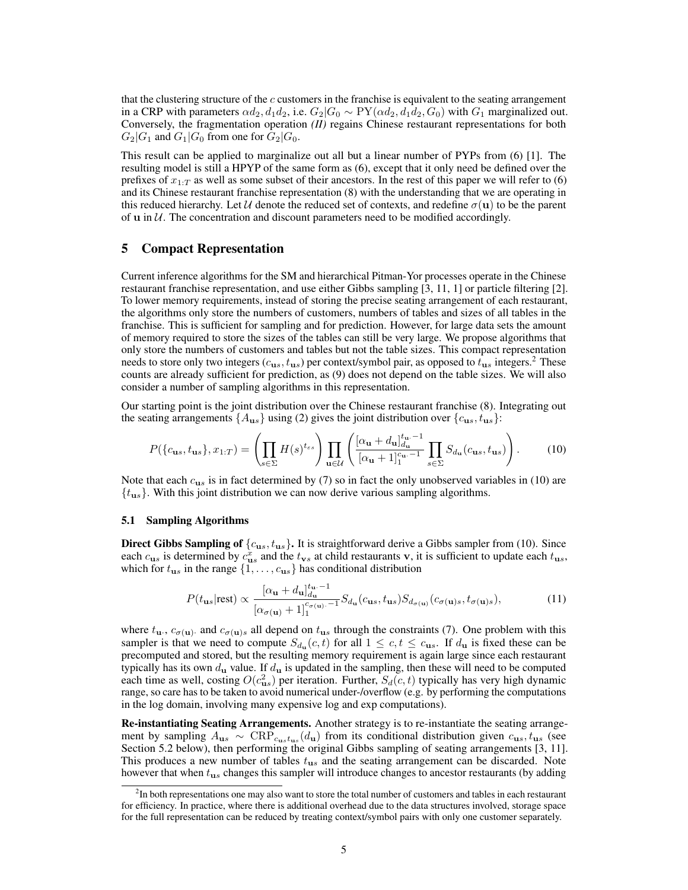that the clustering structure of the $c$ customers in the franchise is equivalent to the seating arrangement in a CRP with parameters $\alpha d_2, d_1 d_2$, i.e. $G_2|G_0 \sim \mathrm{PY}(\alpha d_2, d_1 d_2, G_0)$ with $G_1$ marginalized out. Conversely, the fragmentation operation *(II)* regains Chinese restaurant representations for both $G_2|G_1$ and $G_1|G_0$ from one for $G_2|G_0$.

This result can be applied to marginalize out all but a linear number of PYPs from (6) [1]. The resulting model is still a HPYP of the same form as (6), except that it only need be defined over the prefixes of $x_{1:T}$ as well as some subset of their ancestors. In the rest of this paper we will refer to (6) and its Chinese restaurant franchise representation (8) with the understanding that we are operating in this reduced hierarchy. Let $\mathcal{U}$ denote the reduced set of contexts, and redefine $\sigma(\mathbf{u})$ to be the parent of $\mathbf{u}$ in $\mathcal{U}$. The concentration and discount parameters need to be modified accordingly.

## 5 Compact Representation

Current inference algorithms for the SM and hierarchical Pitman-Yor processes operate in the Chinese restaurant franchise representation, and use either Gibbs sampling [3, 11, 1] or particle filtering [2]. To lower memory requirements, instead of storing the precise seating arrangement of each restaurant, the algorithms only store the numbers of customers, numbers of tables and sizes of all tables in the franchise. This is sufficient for sampling and for prediction. However, for large data sets the amount of memory required to store the sizes of the tables can still be very large. We propose algorithms that only store the numbers of customers and tables but not the table sizes. This compact representation needs to store only two integers $(c_{\mathbf{u}s}, t_{\mathbf{u}s})$ per context/symbol pair, as opposed to $t_{\mathbf{u}s}$ integers.[2] These counts are already sufficient for prediction, as (9) does not depend on the table sizes. We will also consider a number of sampling algorithms in this representation.

Our starting point is the joint distribution over the Chinese restaurant franchise (8). Integrating out the seating arrangements $\{A_{\mathbf{u}s}\}$ using (2) gives the joint distribution over $\{c_{\mathbf{u}s}, t_{\mathbf{u}s}\}$:

$$P(\{c_{\mathbf{u}s}, t_{\mathbf{u}s}\}, x_{1:T}) = \left(\prod_{s\in\Sigma} H(s)^{t_{\varepsilon s}}\right) \prod_{\mathbf{u}\in\mathcal{U}} \left(\frac{[\alpha_{\mathbf{u}} + d_{\mathbf{u}}]_{d_{\mathbf{u}}}^{t_{\mathbf{u}\cdot}-1}}{[\alpha_{\mathbf{u}} + 1]_1^{c_{\mathbf{u}\cdot}-1}} \prod_{s\in\Sigma} S_{d_{\mathbf{u}}}(c_{\mathbf{u}s}, t_{\mathbf{u}s})\right). \tag{10}$$

Note that each $c_{\mathbf{u}s}$ is in fact determined by (7) so in fact the only unobserved variables in (10) are $\{t_{\mathbf{u}s}\}$. With this joint distribution we can now derive various sampling algorithms.

### 5.1 Sampling Algorithms

**Direct Gibbs Sampling of $\{c_{\mathbf{u}s}, t_{\mathbf{u}s}\}$.** It is straightforward derive a Gibbs sampler from (10). Since each $c_{\mathbf{u}s}$ is determined by $c^x_{\mathbf{u}s}$ and the $t_{\mathbf{v}s}$ at child restaurants $\mathbf{v}$, it is sufficient to update each $t_{\mathbf{u}s}$, which for $t_{\mathbf{u}s}$ in the range $\{1, \ldots, c_{\mathbf{u}s}\}$ has conditional distribution

$$P(t_{\mathbf{u}s}|\text{rest}) \propto \frac{[\alpha_{\mathbf{u}} + d_{\mathbf{u}}]_{d_{\mathbf{u}}}^{t_{\mathbf{u}\cdot}-1}}{[\alpha_{\sigma(\mathbf{u})} + 1]_1^{c_{\sigma(\mathbf{u})\cdot}-1}} S_{d_{\mathbf{u}}}(c_{\mathbf{u}s}, t_{\mathbf{u}s}) S_{d_{\sigma(\mathbf{u})}}(c_{\sigma(\mathbf{u})s}, t_{\sigma(\mathbf{u})s}), \tag{11}$$

where $t_{\mathbf{u}\cdot}$, $c_{\sigma(\mathbf{u})\cdot}$ and $c_{\sigma(\mathbf{u})s}$ all depend on $t_{\mathbf{u}s}$ through the constraints (7). One problem with this sampler is that we need to compute $S_{d_{\mathbf{u}}}(c, t)$ for all $1 \leq c, t \leq c_{\mathbf{u}s}$. If $d_{\mathbf{u}}$ is fixed these can be precomputed and stored, but the resulting memory requirement is again large since each restaurant typically has its own $d_{\mathbf{u}}$ value. If $d_{\mathbf{u}}$ is updated in the sampling, then these will need to be computed each time as well, costing $O(c^2_{\mathbf{u}s})$ per iteration. Further, $S_d(c, t)$ typically has very high dynamic range, so care has to be taken to avoid numerical under-/overflow (e.g. by performing the computations in the log domain, involving many expensive log and exp computations).

**Re-instantiating Seating Arrangements.** Another strategy is to re-instantiate the seating arrangement by sampling $A_{\mathbf{u}s} \sim \mathrm{CRP}_{c_{\mathbf{u}s} t_{\mathbf{u}s}}(d_{\mathbf{u}})$ from its conditional distribution given $c_{\mathbf{u}s}, t_{\mathbf{u}s}$ (see Section 5.2 below), then performing the original Gibbs sampling of seating arrangements [3, 11]. This produces a new number of tables $t_{\mathbf{u}s}$ and the seating arrangement can be discarded. Note however that when $t_{\mathbf{u}s}$ changes this sampler will introduce changes to ancestor restaurants (by adding

[2] In both representations one may also want to store the total number of customers and tables in each restaurant for efficiency. In practice, where there is additional overhead due to the data structures involved, storage space for the full representation can be reduced by treating context/symbol pairs with only one customer separately.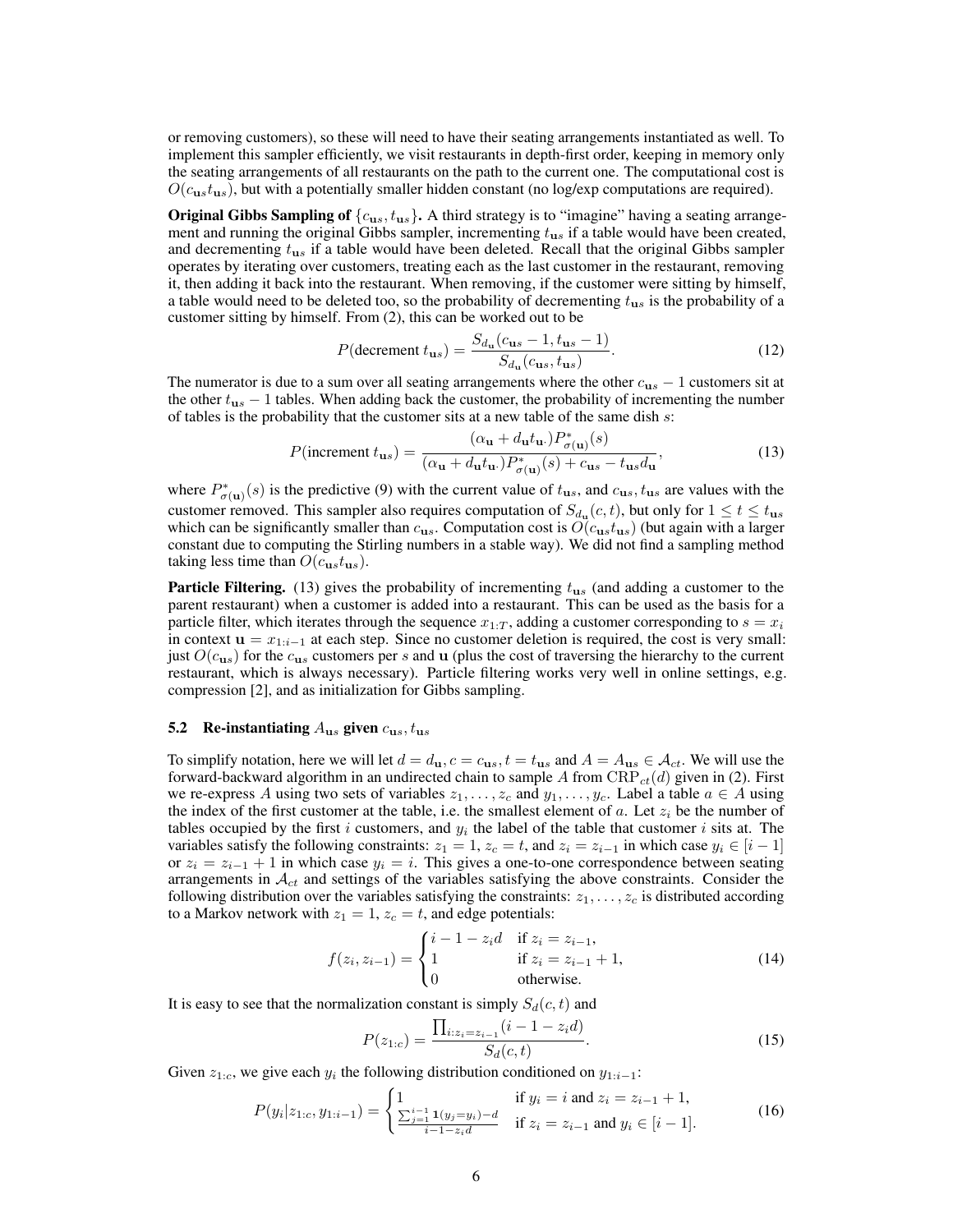or removing customers), so these will need to have their seating arrangements instantiated as well. To implement this sampler efficiently, we visit restaurants in depth-first order, keeping in memory only the seating arrangements of all restaurants on the path to the current one. The computational cost is $O(c_{\mathbf{u}s} t_{\mathbf{u}s})$, but with a potentially smaller hidden constant (no log/exp computations are required).

**Original Gibbs Sampling of $\{c_{\mathbf{u}s}, t_{\mathbf{u}s}\}$.** A third strategy is to "imagine" having a seating arrangement and running the original Gibbs sampler, incrementing $t_{\mathbf{u}s}$ if a table would have been created, and decrementing $t_{\mathbf{u}s}$ if a table would have been deleted. Recall that the original Gibbs sampler operates by iterating over customers, treating each as the last customer in the restaurant, removing it, then adding it back into the restaurant. When removing, if the customer were sitting by himself, a table would need to be deleted too, so the probability of decrementing $t_{\mathbf{u}s}$ is the probability of a customer sitting by himself. From (2), this can be worked out to be

$$P(\text{decrement } t_{\mathbf{u}s}) = \frac{S_{d_{\mathbf{u}}}(c_{\mathbf{u}s} - 1, t_{\mathbf{u}s} - 1)}{S_{d_{\mathbf{u}}}(c_{\mathbf{u}s}, t_{\mathbf{u}s})}. \tag{12}$$

The numerator is due to a sum over all seating arrangements where the other $c_{\mathbf{u}s} - 1$ customers sit at the other $t_{\mathbf{u}s} - 1$ tables. When adding back the customer, the probability of incrementing the number of tables is the probability that the customer sits at a new table of the same dish $s$:

$$P(\text{increment } t_{\mathbf{u}s}) = \frac{(\alpha_{\mathbf{u}} + d_{\mathbf{u}} t_{\mathbf{u}\cdot}) P^*_{\sigma(\mathbf{u})}(s)}{(\alpha_{\mathbf{u}} + d_{\mathbf{u}} t_{\mathbf{u}\cdot}) P^*_{\sigma(\mathbf{u})}(s) + c_{\mathbf{u}s} - t_{\mathbf{u}s} d_{\mathbf{u}}}, \tag{13}$$

where $P^*_{\sigma(\mathbf{u})}(s)$ is the predictive (9) with the current value of $t_{\mathbf{u}s}$, and $c_{\mathbf{u}s}, t_{\mathbf{u}s}$ are values with the customer removed. This sampler also requires computation of $S_{d_{\mathbf{u}}}(c, t)$, but only for $1 \leq t \leq t_{\mathbf{u}s}$ which can be significantly smaller than $c_{\mathbf{u}s}$. Computation cost is $O(c_{\mathbf{u}s} t_{\mathbf{u}s})$ (but again with a larger constant due to computing the Stirling numbers in a stable way). We did not find a sampling method taking less time than $O(c_{\mathbf{u}s} t_{\mathbf{u}s})$.

**Particle Filtering.** (13) gives the probability of incrementing $t_{\mathbf{u}s}$ (and adding a customer to the parent restaurant) when a customer is added into a restaurant. This can be used as the basis for a particle filter, which iterates through the sequence $x_{1:T}$, adding a customer corresponding to $s = x_i$ in context $\mathbf{u} = x_{1:i-1}$ at each step. Since no customer deletion is required, the cost is very small: just $O(c_{\mathbf{u}s})$ for the $c_{\mathbf{u}s}$ customers per $s$ and $\mathbf{u}$ (plus the cost of traversing the hierarchy to the current restaurant, which is always necessary). Particle filtering works very well in online settings, e.g. compression [2], and as initialization for Gibbs sampling.

### 5.2 Re-instantiating $A_{\mathbf{u}s}$ given $c_{\mathbf{u}s}, t_{\mathbf{u}s}$

To simplify notation, here we will let $d = d_{\mathbf{u}}, c = c_{\mathbf{u}s}, t = t_{\mathbf{u}s}$ and $A = A_{\mathbf{u}s} \in \mathcal{A}_{ct}$. We will use the forward-backward algorithm in an undirected chain to sample $A$ from $\text{CRP}_{ct}(d)$ given in (2). First we re-express $A$ using two sets of variables $z_1, \ldots, z_c$ and $y_1, \ldots, y_c$. Label a table $a \in A$ using the index of the first customer at the table, i.e. the smallest element of $a$. Let $z_i$ be the number of tables occupied by the first $i$ customers, and $y_i$ the label of the table that customer $i$ sits at. The variables satisfy the following constraints: $z_1 = 1$, $z_c = t$, and $z_i = z_{i-1}$ in which case $y_i \in [i-1]$ or $z_i = z_{i-1} + 1$ in which case $y_i = i$. This gives a one-to-one correspondence between seating arrangements in $\mathcal{A}_{ct}$ and settings of the variables satisfying the above constraints. Consider the following distribution over the variables satisfying the constraints: $z_1, \ldots, z_c$ is distributed according to a Markov network with $z_1 = 1$, $z_c = t$, and edge potentials:

$$f(z_i, z_{i-1}) = \begin{cases} i - 1 - z_i d & \text{if } z_i = z_{i-1}, \\ 1 & \text{if } z_i = z_{i-1} + 1, \\ 0 & \text{otherwise.} \end{cases} \tag{14}$$

It is easy to see that the normalization constant is simply $S_d(c, t)$ and

$$P(z_{1:c}) = \frac{\prod_{i: z_i = z_{i-1}} (i - 1 - z_i d)}{S_d(c, t)}. \tag{15}$$

Given $z_{1:c}$, we give each $y_i$ the following distribution conditioned on $y_{1:i-1}$:

$$P(y_i | z_{1:c}, y_{1:i-1}) = \begin{cases} 1 & \text{if } y_i = i \text{ and } z_i = z_{i-1} + 1, \\ \frac{\sum_{j=1}^{i-1} \mathbf{1}(y_j = y_i) - d}{i - 1 - z_i d} & \text{if } z_i = z_{i-1} \text{ and } y_i \in [i-1]. \end{cases} \tag{16}$$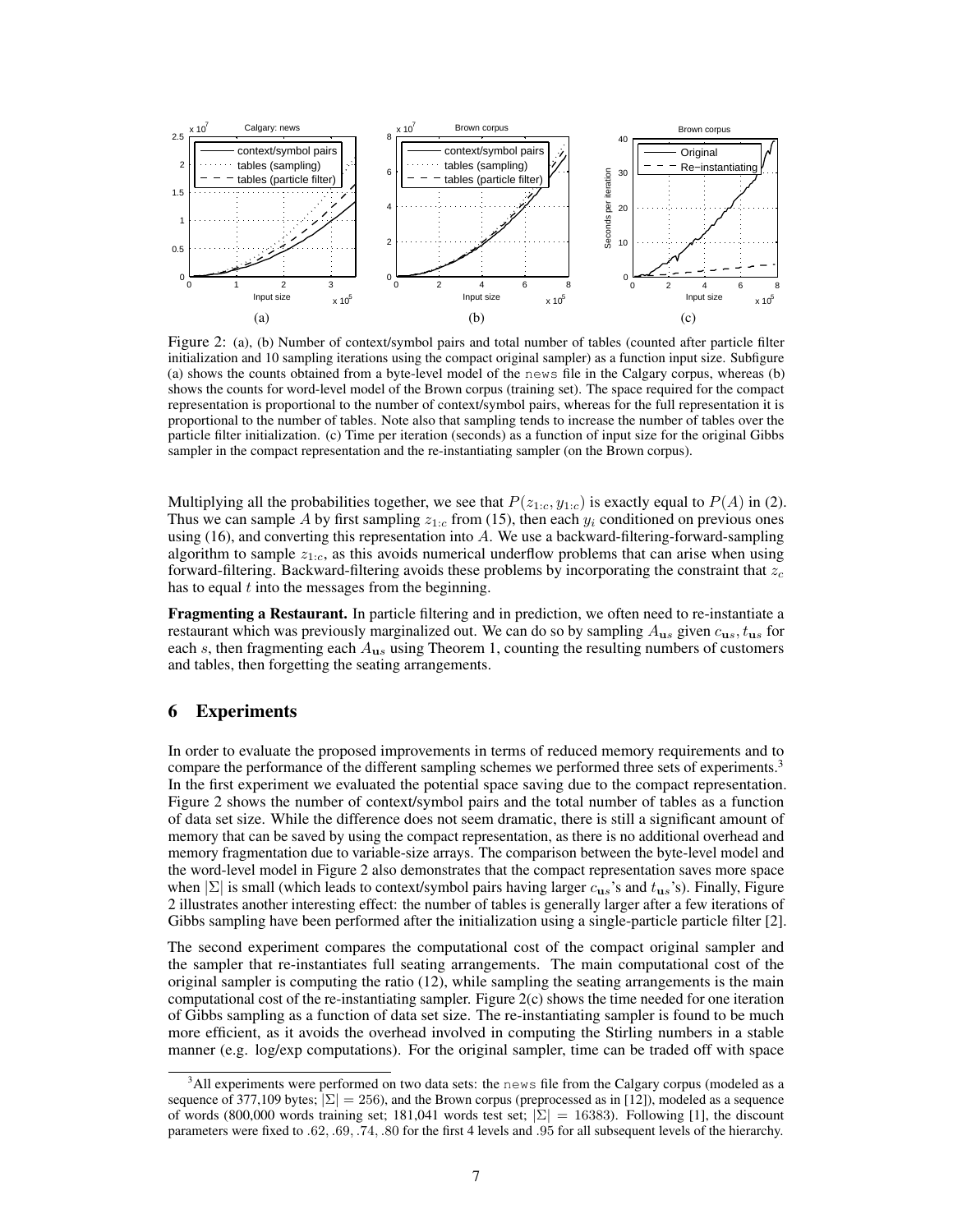Figure 2: (a), (b) Number of context/symbol pairs and total number of tables (counted after particle filter initialization and 10 sampling iterations using the compact original sampler) as a function input size. Subfigure (a) shows the counts obtained from a byte-level model of the `news` file in the Calgary corpus, whereas (b) shows the counts for word-level model of the Brown corpus (training set). The space required for the compact representation is proportional to the number of context/symbol pairs, whereas for the full representation it is proportional to the number of tables. Note also that sampling tends to increase the number of tables over the particle filter initialization. (c) Time per iteration (seconds) as a function of input size for the original Gibbs sampler in the compact representation and the re-instantiating sampler (on the Brown corpus).

Multiplying all the probabilities together, we see that $P(z_{1:c}, y_{1:c})$ is exactly equal to $P(A)$ in (2). Thus we can sample $A$ by first sampling $z_{1:c}$ from (15), then each $y_i$ conditioned on previous ones using (16), and converting this representation into $A$. We use a backward-filtering-forward-sampling algorithm to sample $z_{1:c}$, as this avoids numerical underflow problems that can arise when using forward-filtering. Backward-filtering avoids these problems by incorporating the constraint that $z_c$ has to equal $t$ into the messages from the beginning.

**Fragmenting a Restaurant.** In particle filtering and in prediction, we often need to re-instantiate a restaurant which was previously marginalized out. We can do so by sampling $A_{\mathbf{u}s}$ given $c_{\mathbf{u}s}, t_{\mathbf{u}s}$ for each $s$, then fragmenting each $A_{\mathbf{u}s}$ using Theorem 1, counting the resulting numbers of customers and tables, then forgetting the seating arrangements.

## 6 Experiments

In order to evaluate the proposed improvements in terms of reduced memory requirements and to compare the performance of the different sampling schemes we performed three sets of experiments.[3] In the first experiment we evaluated the potential space saving due to the compact representation. Figure 2 shows the number of context/symbol pairs and the total number of tables as a function of data set size. While the difference does not seem dramatic, there is still a significant amount of memory that can be saved by using the compact representation, as there is no additional overhead and memory fragmentation due to variable-size arrays. The comparison between the byte-level model and the word-level model in Figure 2 also demonstrates that the compact representation saves more space when $|\Sigma|$ is small (which leads to context/symbol pairs having larger $c_{\mathbf{u}s}$'s and $t_{\mathbf{u}s}$'s). Finally, Figure 2 illustrates another interesting effect: the number of tables is generally larger after a few iterations of Gibbs sampling have been performed after the initialization using a single-particle particle filter [2].

The second experiment compares the computational cost of the compact original sampler and the sampler that re-instantiates full seating arrangements. The main computational cost of the original sampler is computing the ratio (12), while sampling the seating arrangements is the main computational cost of the re-instantiating sampler. Figure 2(c) shows the time needed for one iteration of Gibbs sampling as a function of data set size. The re-instantiating sampler is found to be much more efficient, as it avoids the overhead involved in computing the Stirling numbers in a stable manner (e.g. log/exp computations). For the original sampler, time can be traded off with space

[3] All experiments were performed on two data sets: the `news` file from the Calgary corpus (modeled as a sequence of 377,109 bytes; $|\Sigma| = 256$), and the Brown corpus (preprocessed as in [12]), modeled as a sequence of words (800,000 words training set; 181,041 words test set; $|\Sigma| = 16383$). Following [1], the discount parameters were fixed to $.62, .69, .74, .80$ for the first 4 levels and $.95$ for all subsequent levels of the hierarchy.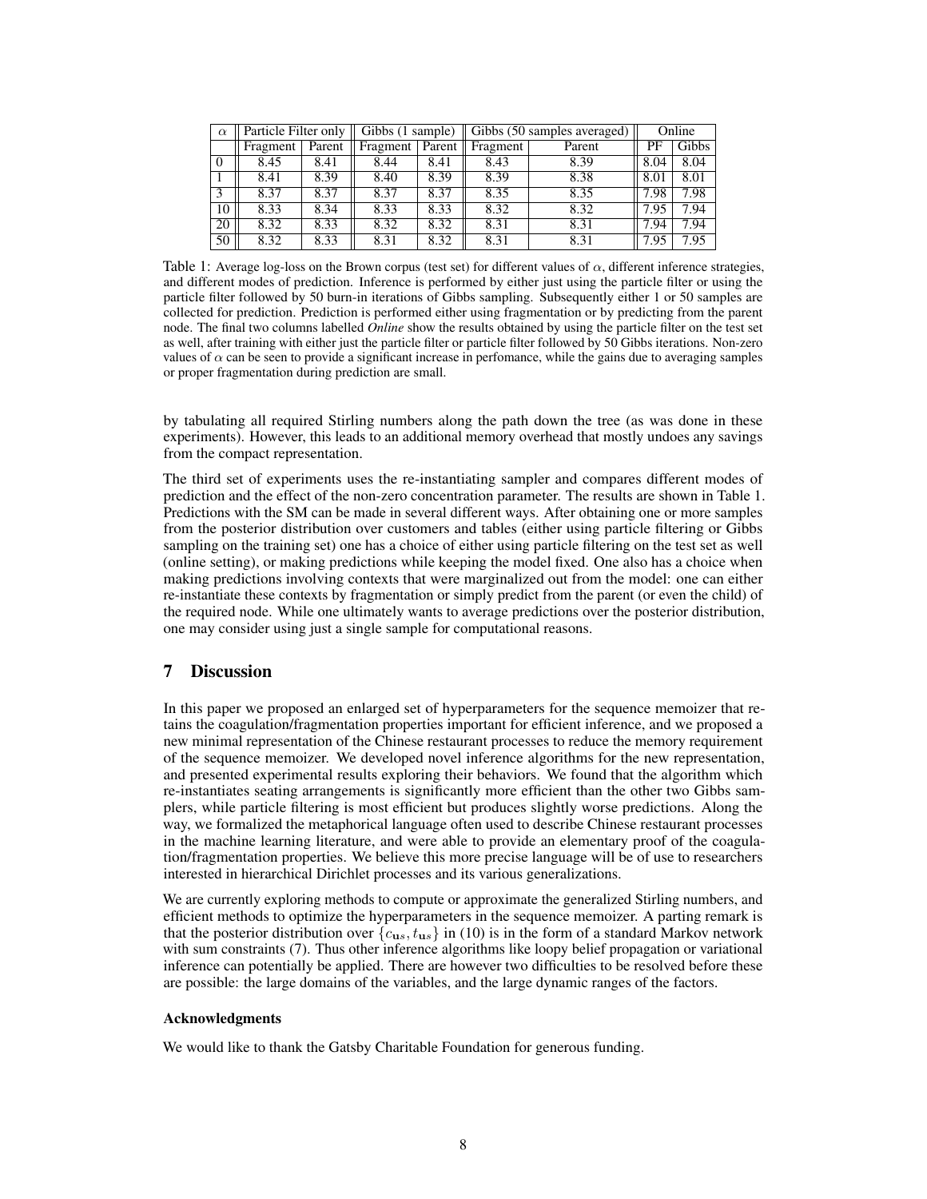| $\alpha$ | Particle Filter only | | Gibbs (1 sample) | | Gibbs (50 samples averaged) | | Online | |
|---|---|---|---|---|---|---|---|---|
| | Fragment | Parent | Fragment | Parent | Fragment | Parent | PF | Gibbs |
| 0 | 8.45 | 8.41 | 8.44 | 8.41 | 8.43 | 8.39 | 8.04 | 8.04 |
| 1 | 8.41 | 8.39 | 8.40 | 8.39 | 8.39 | 8.38 | 8.01 | 8.01 |
| 3 | 8.37 | 8.37 | 8.37 | 8.37 | 8.35 | 8.35 | 7.98 | 7.98 |
| 10 | 8.33 | 8.34 | 8.33 | 8.33 | 8.32 | 8.32 | 7.95 | 7.94 |
| 20 | 8.32 | 8.33 | 8.32 | 8.32 | 8.31 | 8.31 | 7.94 | 7.94 |
| 50 | 8.32 | 8.33 | 8.31 | 8.32 | 8.31 | 8.31 | 7.95 | 7.95 |

Table 1: Average log-loss on the Brown corpus (test set) for different values of $\alpha$, different inference strategies, and different modes of prediction. Inference is performed by either just using the particle filter or using the particle filter followed by 50 burn-in iterations of Gibbs sampling. Subsequently either 1 or 50 samples are collected for prediction. Prediction is performed either using fragmentation or by predicting from the parent node. The final two columns labelled *Online* show the results obtained by using the particle filter on the test set as well, after training with either just the particle filter or particle filter followed by 50 Gibbs iterations. Non-zero values of $\alpha$ can be seen to provide a significant increase in perfomance, while the gains due to averaging samples or proper fragmentation during prediction are small.

by tabulating all required Stirling numbers along the path down the tree (as was done in these experiments). However, this leads to an additional memory overhead that mostly undoes any savings from the compact representation.

The third set of experiments uses the re-instantiating sampler and compares different modes of prediction and the effect of the non-zero concentration parameter. The results are shown in Table 1. Predictions with the SM can be made in several different ways. After obtaining one or more samples from the posterior distribution over customers and tables (either using particle filtering or Gibbs sampling on the training set) one has a choice of either using particle filtering on the test set as well (online setting), or making predictions while keeping the model fixed. One also has a choice when making predictions involving contexts that were marginalized out from the model: one can either re-instantiate these contexts by fragmentation or simply predict from the parent (or even the child) of the required node. While one ultimately wants to average predictions over the posterior distribution, one may consider using just a single sample for computational reasons.

## 7 Discussion

In this paper we proposed an enlarged set of hyperparameters for the sequence memoizer that retains the coagulation/fragmentation properties important for efficient inference, and we proposed a new minimal representation of the Chinese restaurant processes to reduce the memory requirement of the sequence memoizer. We developed novel inference algorithms for the new representation, and presented experimental results exploring their behaviors. We found that the algorithm which re-instantiates seating arrangements is significantly more efficient than the other two Gibbs samplers, while particle filtering is most efficient but produces slightly worse predictions. Along the way, we formalized the metaphorical language often used to describe Chinese restaurant processes in the machine learning literature, and were able to provide an elementary proof of the coagulation/fragmentation properties. We believe this more precise language will be of use to researchers interested in hierarchical Dirichlet processes and its various generalizations.

We are currently exploring methods to compute or approximate the generalized Stirling numbers, and efficient methods to optimize the hyperparameters in the sequence memoizer. A parting remark is that the posterior distribution over $\{c_{\mathbf{u}s}, t_{\mathbf{u}s}\}$ in (10) is in the form of a standard Markov network with sum constraints (7). Thus other inference algorithms like loopy belief propagation or variational inference can potentially be applied. There are however two difficulties to be resolved before these are possible: the large domains of the variables, and the large dynamic ranges of the factors.

#### Acknowledgments

We would like to thank the Gatsby Charitable Foundation for generous funding.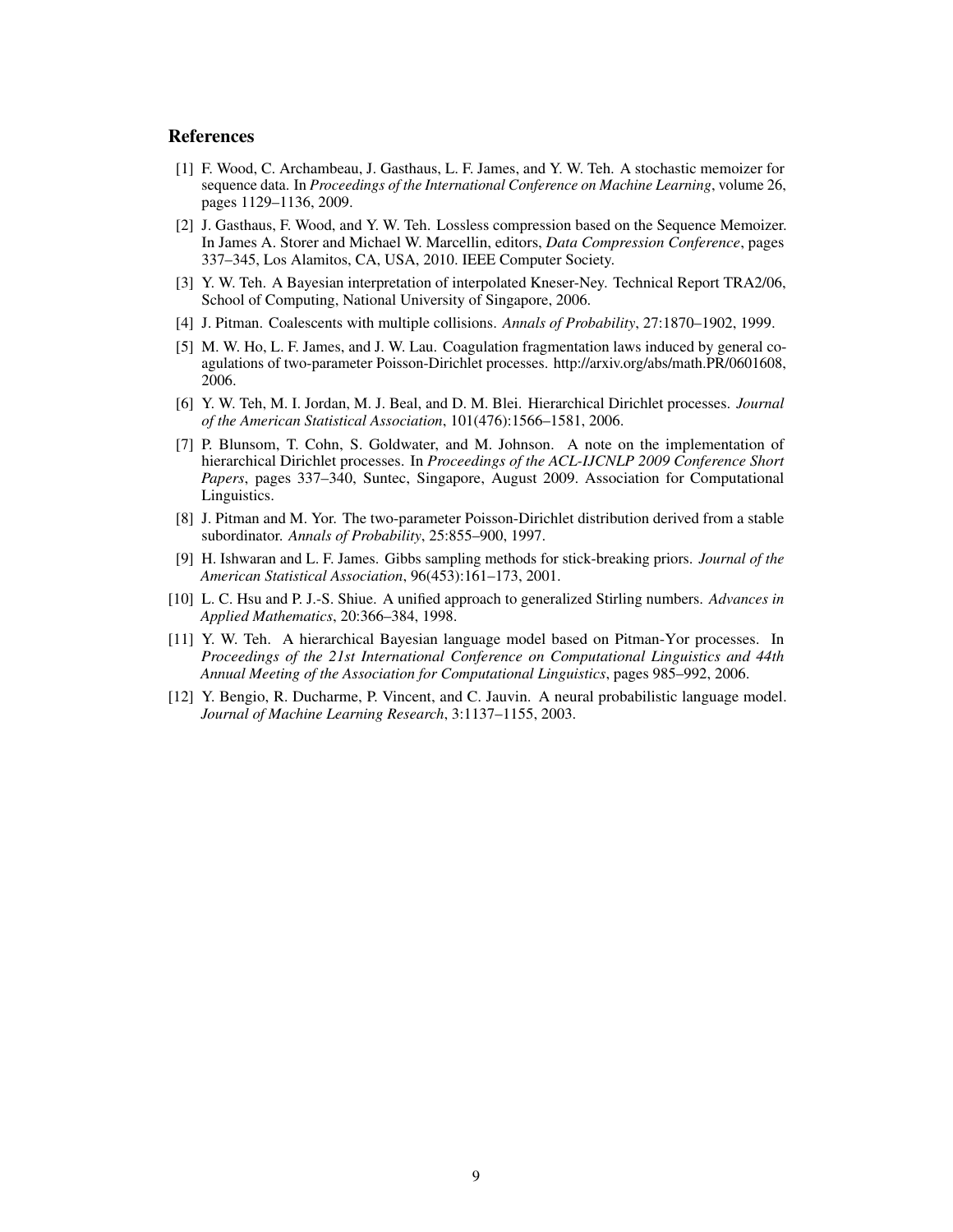## References

[1] F. Wood, C. Archambeau, J. Gasthaus, L. F. James, and Y. W. Teh. A stochastic memoizer for sequence data. In *Proceedings of the International Conference on Machine Learning*, volume 26, pages 1129–1136, 2009.

[2] J. Gasthaus, F. Wood, and Y. W. Teh. Lossless compression based on the Sequence Memoizer. In James A. Storer and Michael W. Marcellin, editors, *Data Compression Conference*, pages 337–345, Los Alamitos, CA, USA, 2010. IEEE Computer Society.

[3] Y. W. Teh. A Bayesian interpretation of interpolated Kneser-Ney. Technical Report TRA2/06, School of Computing, National University of Singapore, 2006.

[4] J. Pitman. Coalescents with multiple collisions. *Annals of Probability*, 27:1870–1902, 1999.

[5] M. W. Ho, L. F. James, and J. W. Lau. Coagulation fragmentation laws induced by general coagulations of two-parameter Poisson-Dirichlet processes. http://arxiv.org/abs/math.PR/0601608, 2006.

[6] Y. W. Teh, M. I. Jordan, M. J. Beal, and D. M. Blei. Hierarchical Dirichlet processes. *Journal of the American Statistical Association*, 101(476):1566–1581, 2006.

[7] P. Blunsom, T. Cohn, S. Goldwater, and M. Johnson. A note on the implementation of hierarchical Dirichlet processes. In *Proceedings of the ACL-IJCNLP 2009 Conference Short Papers*, pages 337–340, Suntec, Singapore, August 2009. Association for Computational Linguistics.

[8] J. Pitman and M. Yor. The two-parameter Poisson-Dirichlet distribution derived from a stable subordinator. *Annals of Probability*, 25:855–900, 1997.

[9] H. Ishwaran and L. F. James. Gibbs sampling methods for stick-breaking priors. *Journal of the American Statistical Association*, 96(453):161–173, 2001.

[10] L. C. Hsu and P. J.-S. Shiue. A unified approach to generalized Stirling numbers. *Advances in Applied Mathematics*, 20:366–384, 1998.

[11] Y. W. Teh. A hierarchical Bayesian language model based on Pitman-Yor processes. In *Proceedings of the 21st International Conference on Computational Linguistics and 44th Annual Meeting of the Association for Computational Linguistics*, pages 985–992, 2006.

[12] Y. Bengio, R. Ducharme, P. Vincent, and C. Jauvin. A neural probabilistic language model. *Journal of Machine Learning Research*, 3:1137–1155, 2003.